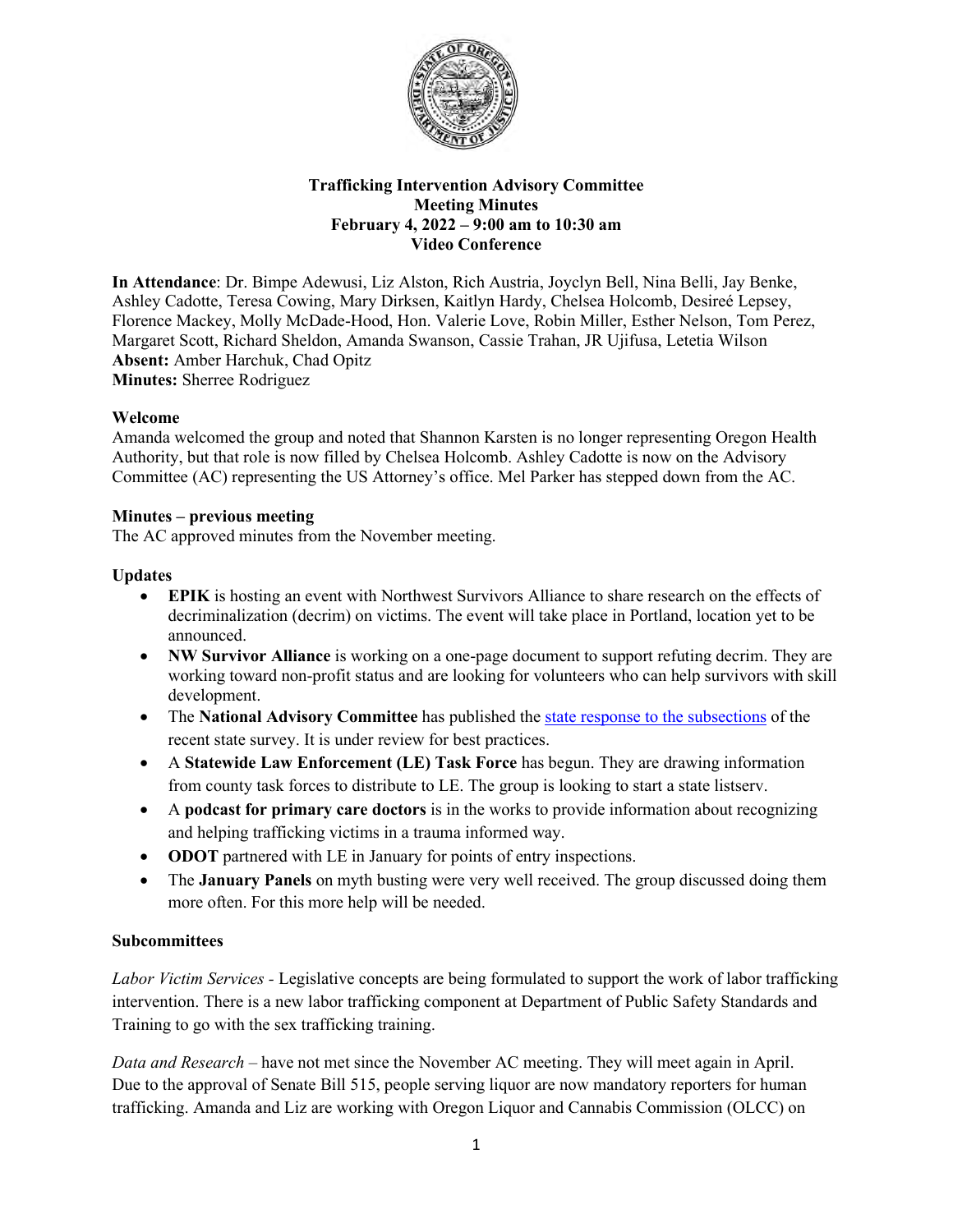**Trafficking Intervention Advisory Committee**
**Meeting Minutes**
**February 4, 2022 – 9:00 am to 10:30 am**
**Video Conference**

**In Attendance**: Dr. Bimpe Adewusi, Liz Alston, Rich Austria, Joyclyn Bell, Nina Belli, Jay Benke, Ashley Cadotte, Teresa Cowing, Mary Dirksen, Kaitlyn Hardy, Chelsea Holcomb, Desireé Lepsey, Florence Mackey, Molly McDade-Hood, Hon. Valerie Love, Robin Miller, Esther Nelson, Tom Perez, Margaret Scott, Richard Sheldon, Amanda Swanson, Cassie Trahan, JR Ujifusa, Letetia Wilson
**Absent:** Amber Harchuk, Chad Opitz
**Minutes:** Sherree Rodriguez

**Welcome**
Amanda welcomed the group and noted that Shannon Karsten is no longer representing Oregon Health Authority, but that role is now filled by Chelsea Holcomb. Ashley Cadotte is now on the Advisory Committee (AC) representing the US Attorney's office. Mel Parker has stepped down from the AC.

**Minutes – previous meeting**
The AC approved minutes from the November meeting.

**Updates**

- **EPIK** is hosting an event with Northwest Survivors Alliance to share research on the effects of decriminalization (decrim) on victims. The event will take place in Portland, location yet to be announced.
- **NW Survivor Alliance** is working on a one-page document to support refuting decrim. They are working toward non-profit status and are looking for volunteers who can help survivors with skill development.
- The **National Advisory Committee** has published the state response to the subsections of the recent state survey. It is under review for best practices.
- A **Statewide Law Enforcement (LE) Task Force** has begun. They are drawing information from county task forces to distribute to LE. The group is looking to start a state listserv.
- A **podcast for primary care doctors** is in the works to provide information about recognizing and helping trafficking victims in a trauma informed way.
- **ODOT** partnered with LE in January for points of entry inspections.
- The **January Panels** on myth busting were very well received. The group discussed doing them more often. For this more help will be needed.

**Subcommittees**

*Labor Victim Services* - Legislative concepts are being formulated to support the work of labor trafficking intervention. There is a new labor trafficking component at Department of Public Safety Standards and Training to go with the sex trafficking training.

*Data and Research* – have not met since the November AC meeting. They will meet again in April. Due to the approval of Senate Bill 515, people serving liquor are now mandatory reporters for human trafficking. Amanda and Liz are working with Oregon Liquor and Cannabis Commission (OLCC) on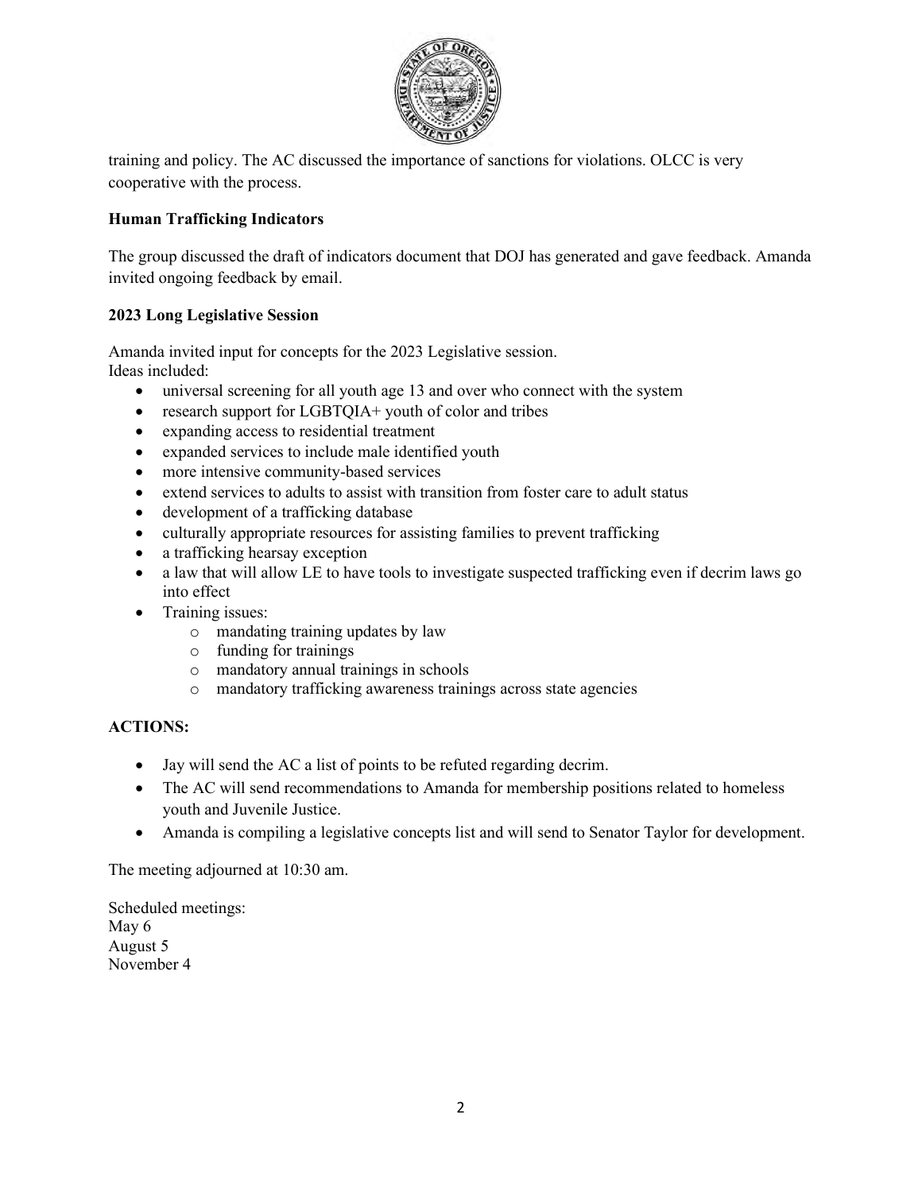training and policy. The AC discussed the importance of sanctions for violations. OLCC is very cooperative with the process.

**Human Trafficking Indicators**

The group discussed the draft of indicators document that DOJ has generated and gave feedback. Amanda invited ongoing feedback by email.

**2023 Long Legislative Session**

Amanda invited input for concepts for the 2023 Legislative session.
Ideas included:

- universal screening for all youth age 13 and over who connect with the system
- research support for LGBTQIA+ youth of color and tribes
- expanding access to residential treatment
- expanded services to include male identified youth
- more intensive community-based services
- extend services to adults to assist with transition from foster care to adult status
- development of a trafficking database
- culturally appropriate resources for assisting families to prevent trafficking
- a trafficking hearsay exception
- a law that will allow LE to have tools to investigate suspected trafficking even if decrim laws go into effect
- Training issues:
    - mandating training updates by law
    - funding for trainings
    - mandatory annual trainings in schools
    - mandatory trafficking awareness trainings across state agencies

**ACTIONS:**

- Jay will send the AC a list of points to be refuted regarding decrim.
- The AC will send recommendations to Amanda for membership positions related to homeless youth and Juvenile Justice.
- Amanda is compiling a legislative concepts list and will send to Senator Taylor for development.

The meeting adjourned at 10:30 am.

Scheduled meetings:
May 6
August 5
November 4